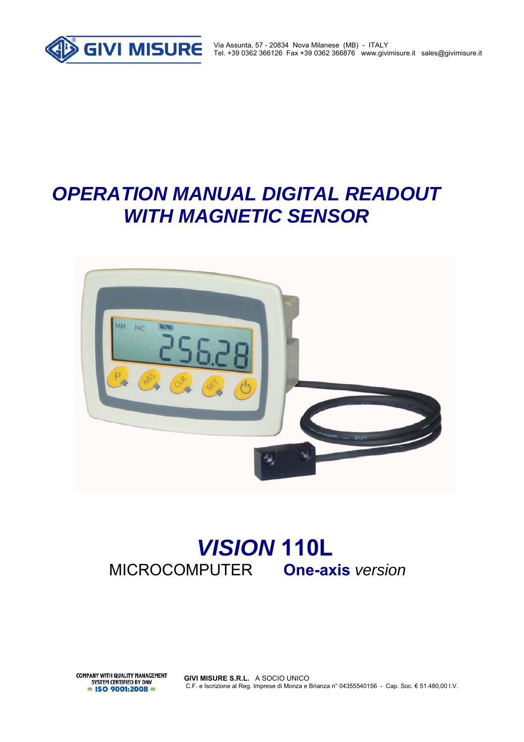GIVI MISURE

Via Assunta, 57 - 20834 Nova Milanese (MB) - ITALY
Tel. +39 0362 366126 Fax +39 0362 366876 www.givimisure.it sales@givimisure.it

# *OPERATION MANUAL DIGITAL READOUT WITH MAGNETIC SENSOR*

# *VISION* 110L

MICROCOMPUTER **One-axis** *version*

COMPANY WITH QUALITY MANAGEMENT SYSTEM CERTIFIED BY DNV
= ISO 9001:2008 =

**GIVI MISURE S.R.L.** A SOCIO UNICO
C.F. e Iscrizione al Reg. Imprese di Monza e Brianza n° 04355540156 - Cap. Soc. € 51.480,00 I.V.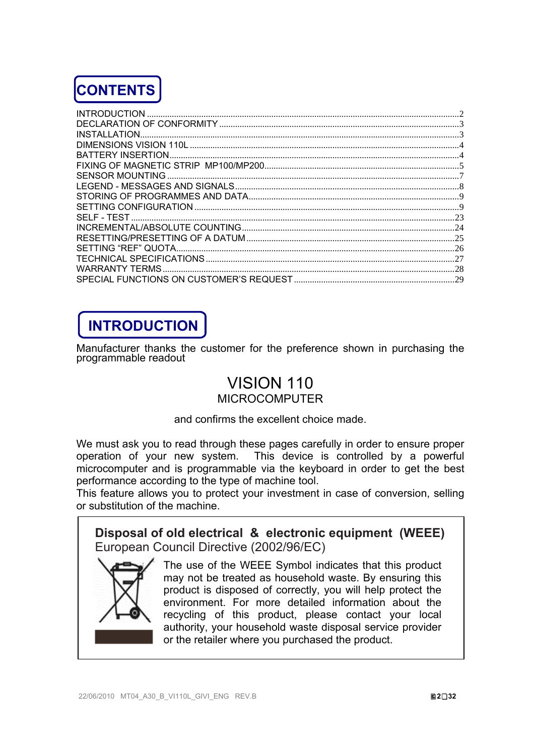# CONTENTS

INTRODUCTION ........................................................................................................................2
DECLARATION OF CONFORMITY ..........................................................................................3
INSTALLATION.........................................................................................................................3
DIMENSIONS VISION 110L .....................................................................................................4
BATTERY INSERTION..............................................................................................................4
FIXING OF MAGNETIC STRIP MP100/MP200.........................................................................5
SENSOR MOUNTING ...............................................................................................................7
LEGEND - MESSAGES AND SIGNALS...................................................................................8
STORING OF PROGRAMMES AND DATA.............................................................................9
SETTING CONFIGURATION ....................................................................................................9
SELF - TEST ...........................................................................................................................23
INCREMENTAL/ABSOLUTE COUNTING...............................................................................24
RESETTING/PRESETTING OF A DATUM .............................................................................25
SETTING "REF" QUOTA..........................................................................................................26
TECHNICAL SPECIFICATIONS ..............................................................................................27
WARRANTY TERMS ...............................................................................................................28
SPECIAL FUNCTIONS ON CUSTOMER'S REQUEST ...........................................................29

# INTRODUCTION

Manufacturer thanks the customer for the preference shown in purchasing the programmable readout

VISION 110

MICROCOMPUTER

and confirms the excellent choice made.

We must ask you to read through these pages carefully in order to ensure proper operation of your new system. This device is controlled by a powerful microcomputer and is programmable via the keyboard in order to get the best performance according to the type of machine tool.
This feature allows you to protect your investment in case of conversion, selling or substitution of the machine.

**Disposal of old electrical & electronic equipment (WEEE)**
European Council Directive (2002/96/EC)

The use of the WEEE Symbol indicates that this product may not be treated as household waste. By ensuring this product is disposed of correctly, you will help protect the environment. For more detailed information about the recycling of this product, please contact your local authority, your household waste disposal service provider or the retailer where you purchased the product.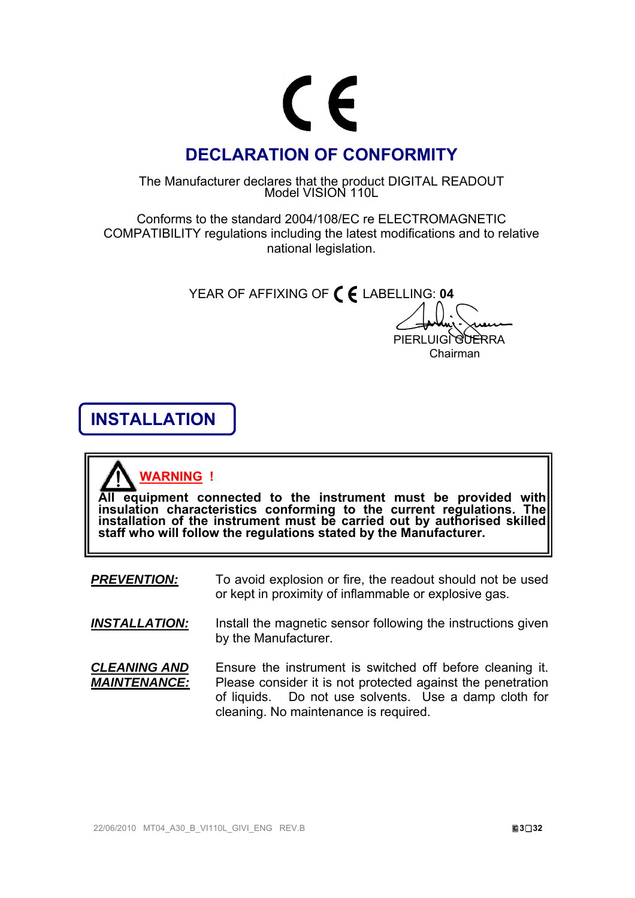CE

# DECLARATION OF CONFORMITY

The Manufacturer declares that the product DIGITAL READOUT
Model VISION 110L

Conforms to the standard 2004/108/EC re ELECTROMAGNETIC COMPATIBILITY regulations including the latest modifications and to relative national legislation.

YEAR OF AFFIXING OF CE LABELLING: **04**

PIERLUIGI GUERRA
Chairman

# INSTALLATION

> **WARNING !**
> **All equipment connected to the instrument must be provided with insulation characteristics conforming to the current regulations. The installation of the instrument must be carried out by authorised skilled staff who will follow the regulations stated by the Manufacturer.**

***PREVENTION:*** To avoid explosion or fire, the readout should not be used or kept in proximity of inflammable or explosive gas.

***INSTALLATION:*** Install the magnetic sensor following the instructions given by the Manufacturer.

***CLEANING AND MAINTENANCE:*** Ensure the instrument is switched off before cleaning it. Please consider it is not protected against the penetration of liquids. Do not use solvents. Use a damp cloth for cleaning. No maintenance is required.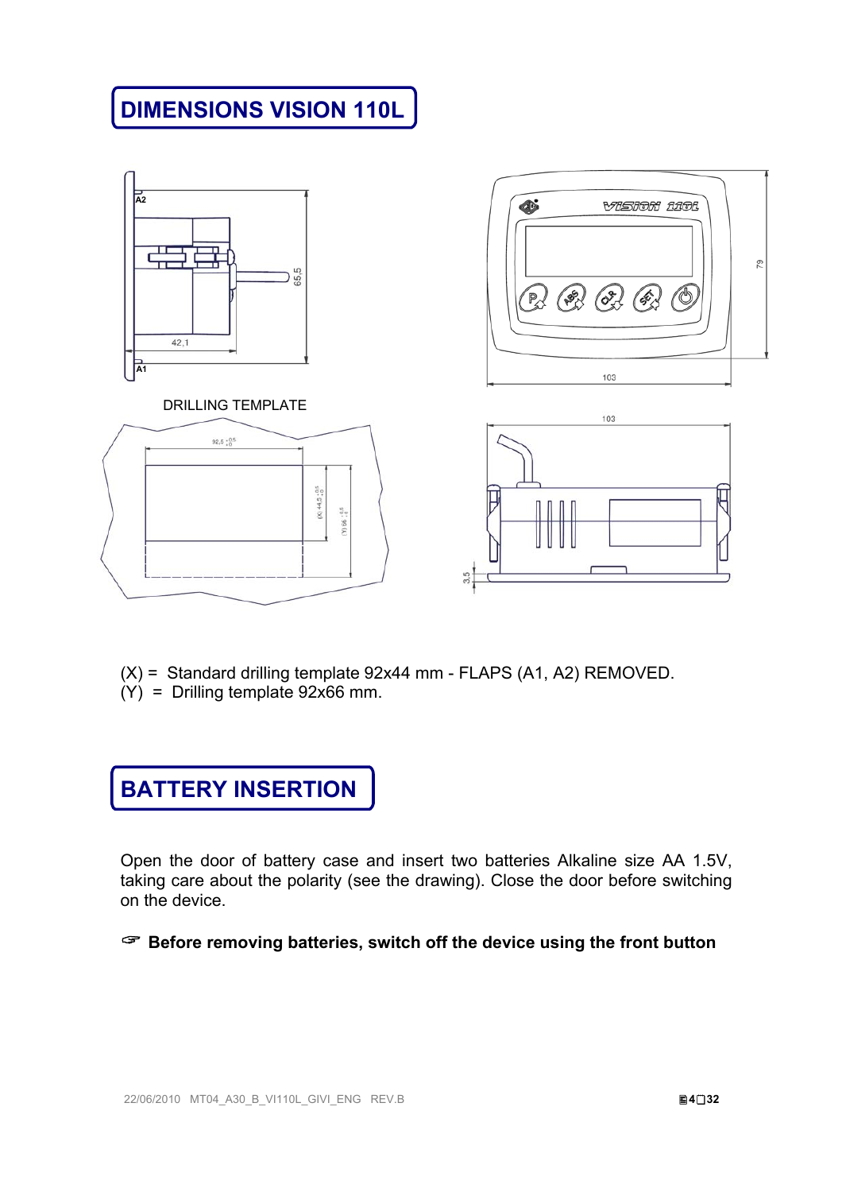# DIMENSIONS VISION 110L

DRILLING TEMPLATE

(X) = Standard drilling template 92x44 mm - FLAPS (A1, A2) REMOVED.
(Y) = Drilling template 92x66 mm.

# BATTERY INSERTION

Open the door of battery case and insert two batteries Alkaline size AA 1.5V, taking care about the polarity (see the drawing). Close the door before switching on the device.

☞ **Before removing batteries, switch off the device using the front button**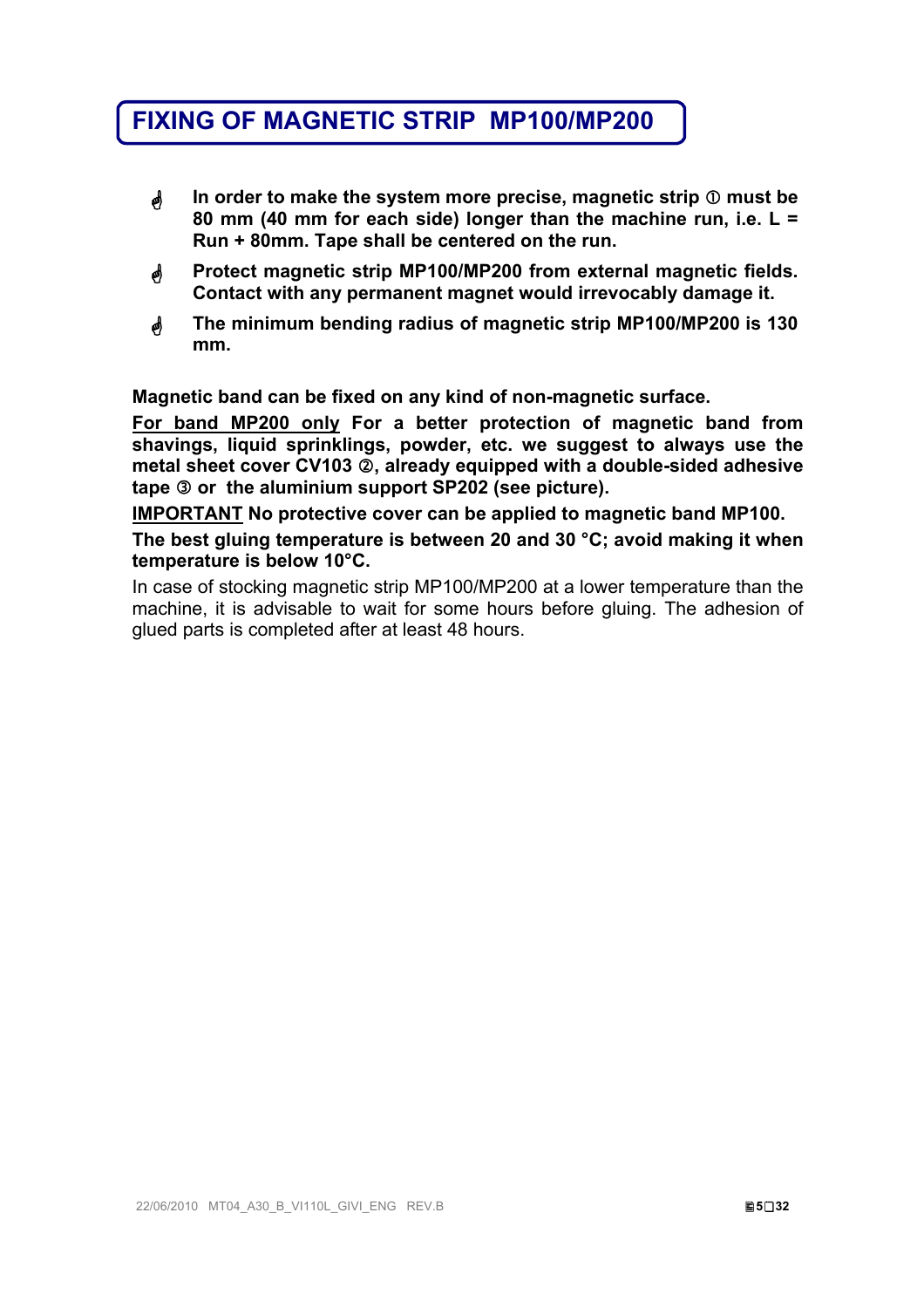# FIXING OF MAGNETIC STRIP MP100/MP200

- **In order to make the system more precise, magnetic strip ① must be 80 mm (40 mm for each side) longer than the machine run, i.e. L = Run + 80mm. Tape shall be centered on the run.**
- **Protect magnetic strip MP100/MP200 from external magnetic fields. Contact with any permanent magnet would irrevocably damage it.**
- **The minimum bending radius of magnetic strip MP100/MP200 is 130 mm.**

**Magnetic band can be fixed on any kind of non-magnetic surface.**

**<u>For band MP200 only</u> For a better protection of magnetic band from shavings, liquid sprinklings, powder, etc. we suggest to always use the metal sheet cover CV103 ②, already equipped with a double-sided adhesive tape ③ or the aluminium support SP202 (see picture).**

**<u>IMPORTANT</u> No protective cover can be applied to magnetic band MP100.**

**The best gluing temperature is between 20 and 30 °C; avoid making it when temperature is below 10°C.**

In case of stocking magnetic strip MP100/MP200 at a lower temperature than the machine, it is advisable to wait for some hours before gluing. The adhesion of glued parts is completed after at least 48 hours.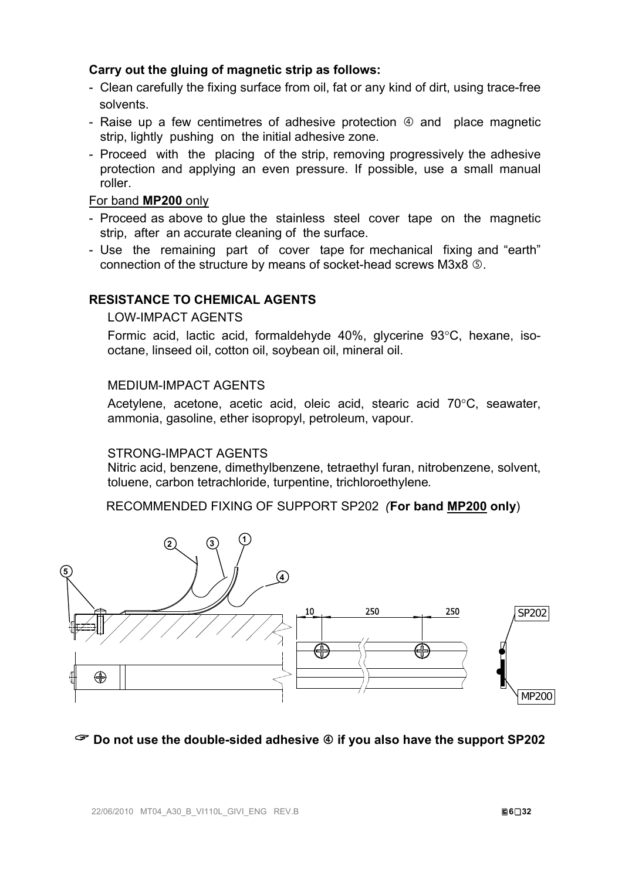**Carry out the gluing of magnetic strip as follows:**

- Clean carefully the fixing surface from oil, fat or any kind of dirt, using trace-free solvents.
- Raise up a few centimetres of adhesive protection ④ and place magnetic strip, lightly pushing on the initial adhesive zone.
- Proceed with the placing of the strip, removing progressively the adhesive protection and applying an even pressure. If possible, use a small manual roller.

For band **MP200** only

- Proceed as above to glue the stainless steel cover tape on the magnetic strip, after an accurate cleaning of the surface.
- Use the remaining part of cover tape for mechanical fixing and "earth" connection of the structure by means of socket-head screws M3x8 ⑤.

## RESISTANCE TO CHEMICAL AGENTS

LOW-IMPACT AGENTS

Formic acid, lactic acid, formaldehyde 40%, glycerine 93°C, hexane, iso-octane, linseed oil, cotton oil, soybean oil, mineral oil.

MEDIUM-IMPACT AGENTS

Acetylene, acetone, acetic acid, oleic acid, stearic acid 70°C, seawater, ammonia, gasoline, ether isopropyl, petroleum, vapour.

STRONG-IMPACT AGENTS

Nitric acid, benzene, dimethylbenzene, tetraethyl furan, nitrobenzene, solvent, toluene, carbon tetrachloride, turpentine, trichloroethylene.

RECOMMENDED FIXING OF SUPPORT SP202 (**For band MP200 only**)

☞ **Do not use the double-sided adhesive ④ if you also have the support SP202**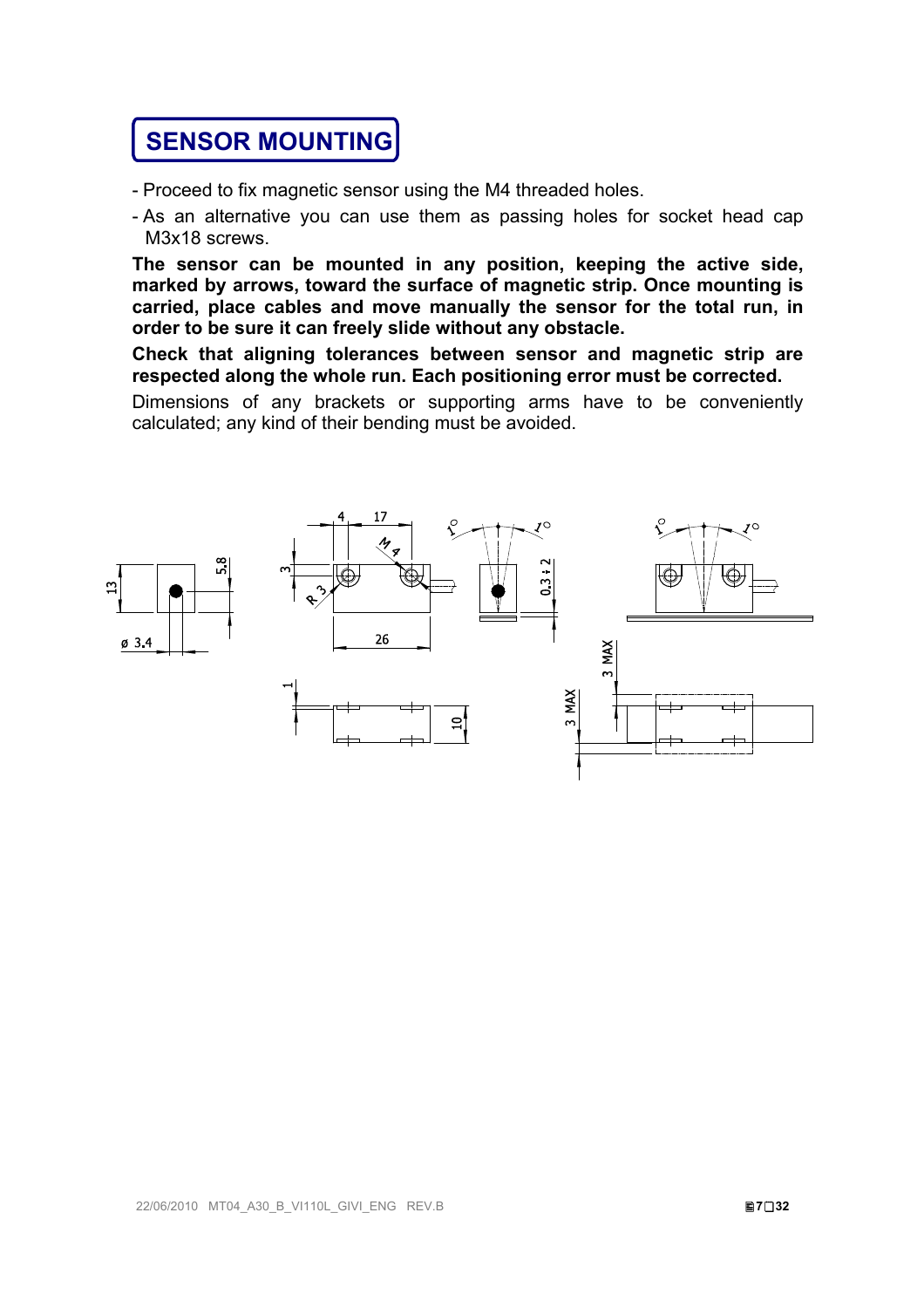## SENSOR MOUNTING

- Proceed to fix magnetic sensor using the M4 threaded holes.
- As an alternative you can use them as passing holes for socket head cap M3x18 screws.

**The sensor can be mounted in any position, keeping the active side, marked by arrows, toward the surface of magnetic strip. Once mounting is carried, place cables and move manually the sensor for the total run, in order to be sure it can freely slide without any obstacle.**

**Check that aligning tolerances between sensor and magnetic strip are respected along the whole run. Each positioning error must be corrected.**

Dimensions of any brackets or supporting arms have to be conveniently calculated; any kind of their bending must be avoided.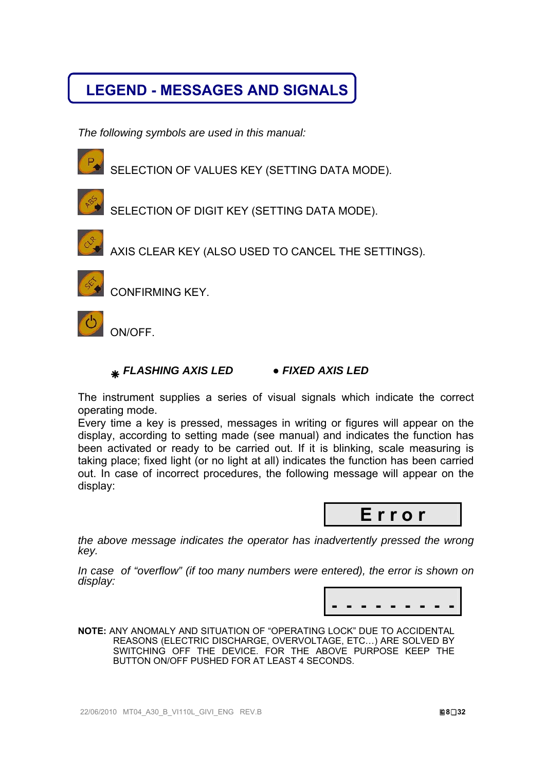# LEGEND - MESSAGES AND SIGNALS

*The following symbols are used in this manual:*

SELECTION OF VALUES KEY (SETTING DATA MODE).

SELECTION OF DIGIT KEY (SETTING DATA MODE).

AXIS CLEAR KEY (ALSO USED TO CANCEL THE SETTINGS).

CONFIRMING KEY.

ON/OFF.

⁕ ***FLASHING AXIS LED*** ● ***FIXED AXIS LED***

The instrument supplies a series of visual signals which indicate the correct operating mode.
Every time a key is pressed, messages in writing or figures will appear on the display, according to setting made (see manual) and indicates the function has been activated or ready to be carried out. If it is blinking, scale measuring is taking place; fixed light (or no light at all) indicates the function has been carried out. In case of incorrect procedures, the following message will appear on the display:

**E r r o r**

*the above message indicates the operator has inadvertently pressed the wrong key.*

*In case of "overflow" (if too many numbers were entered), the error is shown on display:*

**- - - - - - - - -**

**NOTE:** ANY ANOMALY AND SITUATION OF "OPERATING LOCK" DUE TO ACCIDENTAL REASONS (ELECTRIC DISCHARGE, OVERVOLTAGE, ETC…) ARE SOLVED BY SWITCHING OFF THE DEVICE. FOR THE ABOVE PURPOSE KEEP THE BUTTON ON/OFF PUSHED FOR AT LEAST 4 SECONDS.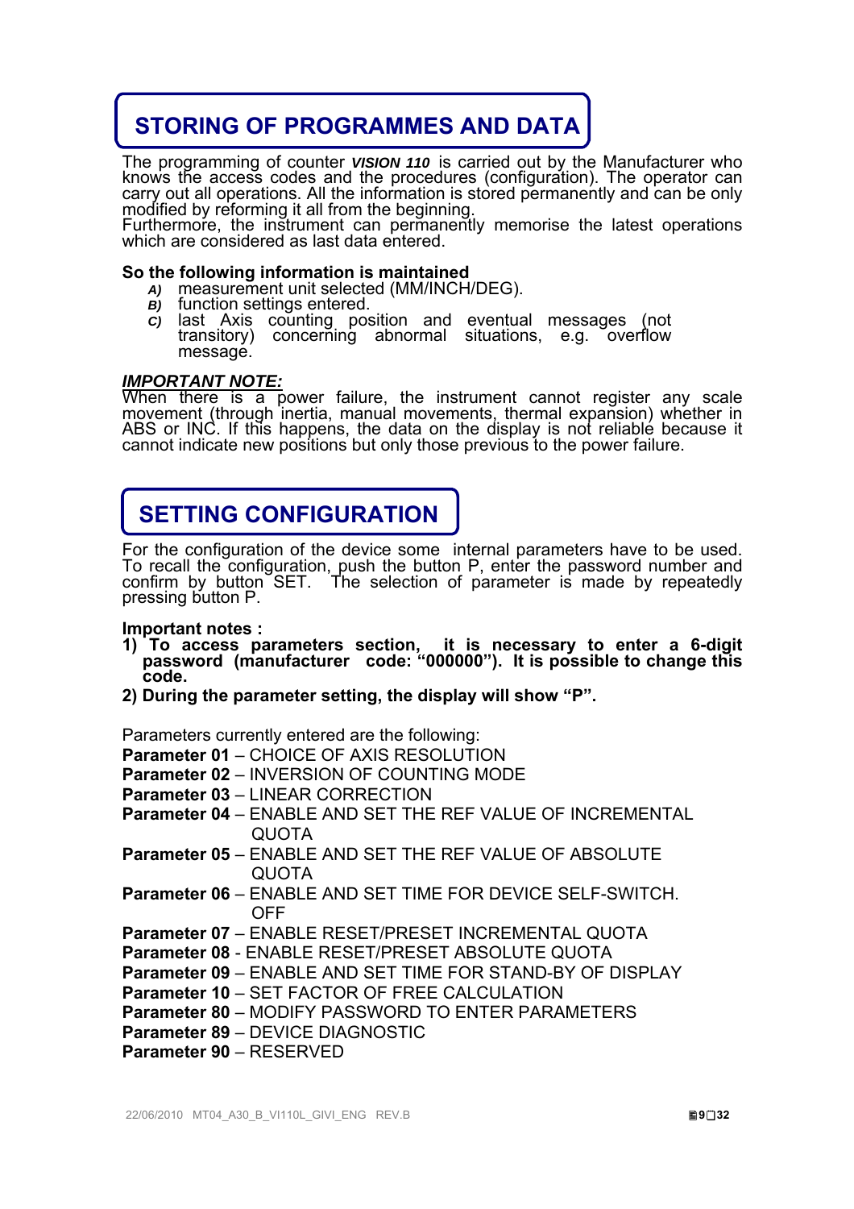# STORING OF PROGRAMMES AND DATA

The programming of counter ***VISION 110*** is carried out by the Manufacturer who knows the access codes and the procedures (configuration). The operator can carry out all operations. All the information is stored permanently and can be only modified by reforming it all from the beginning.
Furthermore, the instrument can permanently memorise the latest operations which are considered as last data entered.

**So the following information is maintained**

- ***A)*** measurement unit selected (MM/INCH/DEG).
- ***B)*** function settings entered.
- ***C)*** last Axis counting position and eventual messages (not transitory) concerning abnormal situations, e.g. overflow message.

***IMPORTANT NOTE:***
When there is a power failure, the instrument cannot register any scale movement (through inertia, manual movements, thermal expansion) whether in ABS or INC. If this happens, the data on the display is not reliable because it cannot indicate new positions but only those previous to the power failure.

# SETTING CONFIGURATION

For the configuration of the device some internal parameters have to be used. To recall the configuration, push the button P, enter the password number and confirm by button SET. The selection of parameter is made by repeatedly pressing button P.

**Important notes :**

1. **To access parameters section, it is necessary to enter a 6-digit password (manufacturer code: "000000"). It is possible to change this code.**
2. **During the parameter setting, the display will show "P".**

Parameters currently entered are the following:

**Parameter 01** – CHOICE OF AXIS RESOLUTION
**Parameter 02** – INVERSION OF COUNTING MODE
**Parameter 03** – LINEAR CORRECTION
**Parameter 04** – ENABLE AND SET THE REF VALUE OF INCREMENTAL QUOTA
**Parameter 05** – ENABLE AND SET THE REF VALUE OF ABSOLUTE QUOTA
**Parameter 06** – ENABLE AND SET TIME FOR DEVICE SELF-SWITCH. OFF
**Parameter 07** – ENABLE RESET/PRESET INCREMENTAL QUOTA
**Parameter 08** - ENABLE RESET/PRESET ABSOLUTE QUOTA
**Parameter 09** – ENABLE AND SET TIME FOR STAND-BY OF DISPLAY
**Parameter 10** – SET FACTOR OF FREE CALCULATION
**Parameter 80** – MODIFY PASSWORD TO ENTER PARAMETERS
**Parameter 89** – DEVICE DIAGNOSTIC
**Parameter 90** – RESERVED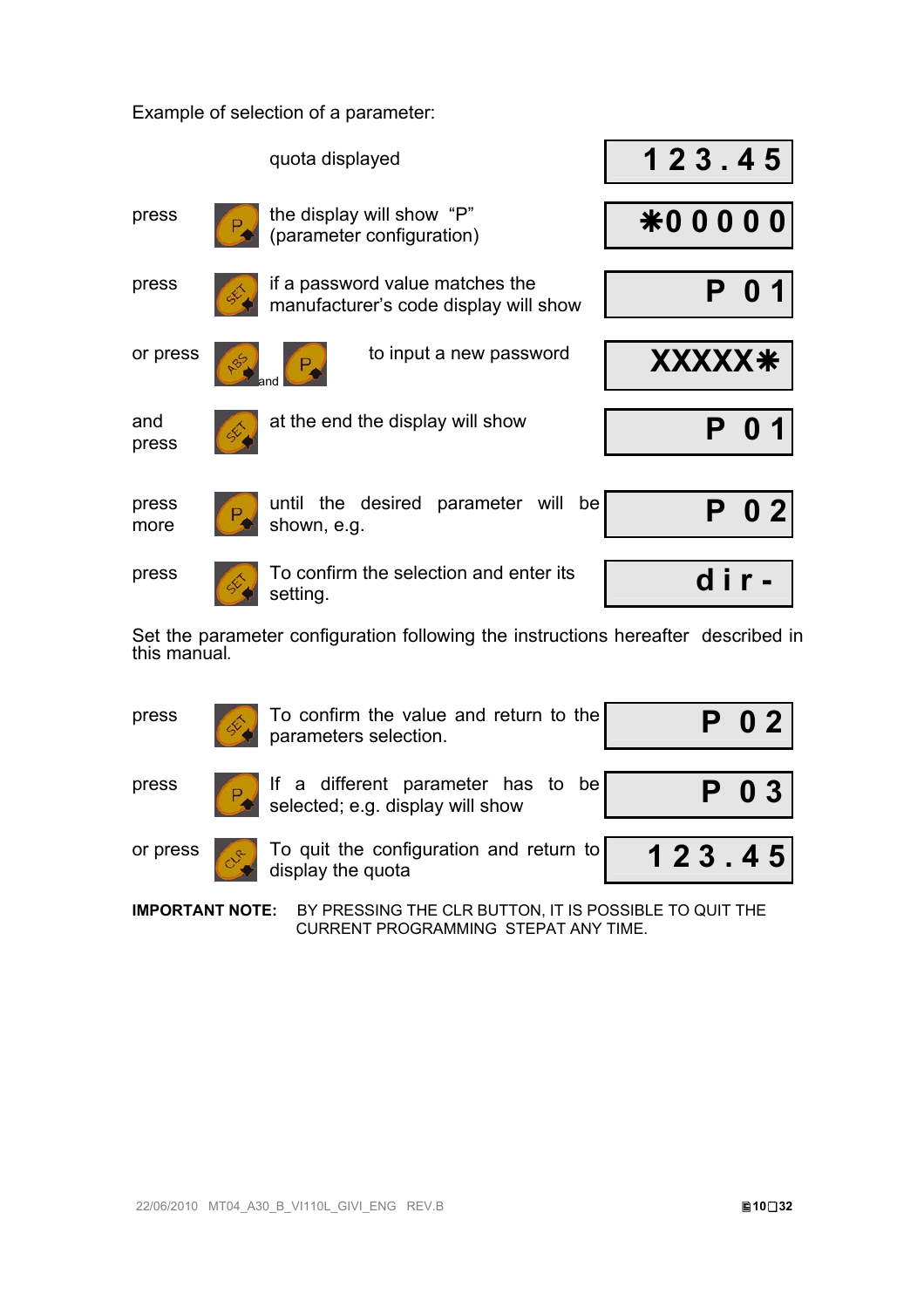Example of selection of a parameter:

| Action | Button | Description | Display |
|---|---|---|---|
| | | quota displayed | 123.45 |
| press | P | the display will show "P" (parameter configuration) | ✱00000 |
| press | SET | if a password value matches the manufacturer's code display will show | P 01 |
| or press | ABS and P | to input a new password | XXXXX✱ |
| and press | SET | at the end the display will show | P 01 |
| press more | P | until the desired parameter will be shown, e.g. | P 02 |
| press | SET | To confirm the selection and enter its setting. | dir- |

Set the parameter configuration following the instructions hereafter described in this manual.

| Action | Button | Description | Display |
|---|---|---|---|
| press | SET | To confirm the value and return to the parameters selection. | P 02 |
| press | P | If a different parameter has to be selected; e.g. display will show | P 03 |
| or press | CLR | To quit the configuration and return to display the quota | 123.45 |

**IMPORTANT NOTE:** BY PRESSING THE CLR BUTTON, IT IS POSSIBLE TO QUIT THE CURRENT PROGRAMMING STEPAT ANY TIME.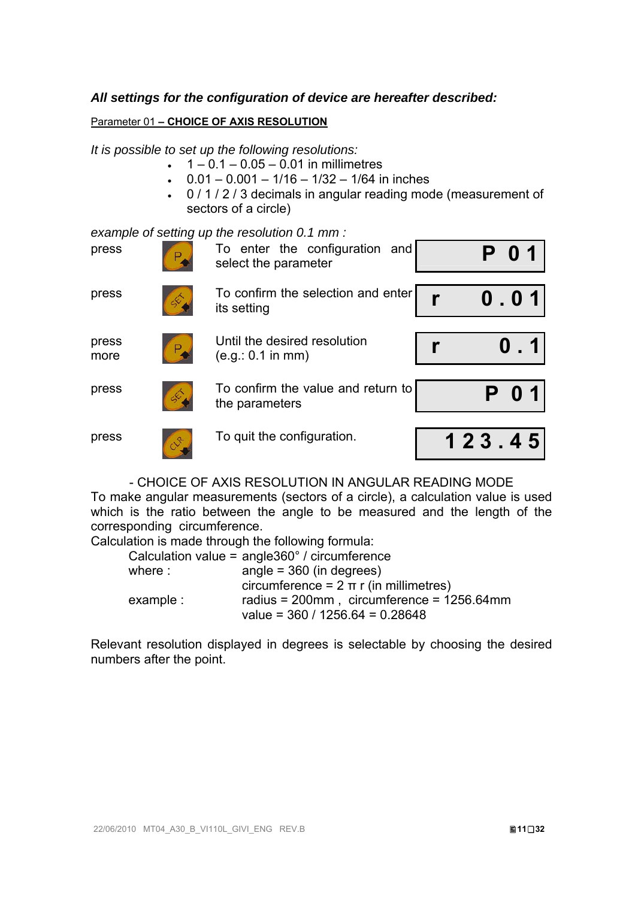***All settings for the configuration of device are hereafter described:***

Parameter 01 **– CHOICE OF AXIS RESOLUTION**

*It is possible to set up the following resolutions:*

- 1 – 0.1 – 0.05 – 0.01 in millimetres
- 0.01 – 0.001 – 1/16 – 1/32 – 1/64 in inches
- 0 / 1 / 2 / 3 decimals in angular reading mode (measurement of sectors of a circle)

*example of setting up the resolution 0.1 mm :*

| | Key | Action | Display |
|---|---|---|---|
| press | P | To enter the configuration and select the parameter | P 01 |
| press | SET | To confirm the selection and enter its setting | r 0.01 |
| press more | P | Until the desired resolution (e.g.: 0.1 in mm) | r 0.1 |
| press | SET | To confirm the value and return to the parameters | P 01 |
| press | CLR | To quit the configuration. | 123.45 |

- CHOICE OF AXIS RESOLUTION IN ANGULAR READING MODE

To make angular measurements (sectors of a circle), a calculation value is used which is the ratio between the angle to be measured and the length of the corresponding circumference.

Calculation is made through the following formula:

Calculation value = angle360° / circumference

where : angle = 360 (in degrees)

circumference = $2 \pi r$ (in millimetres)

example : radius = 200mm , circumference = 1256.64mm

value = 360 / 1256.64 = 0.28648

Relevant resolution displayed in degrees is selectable by choosing the desired numbers after the point.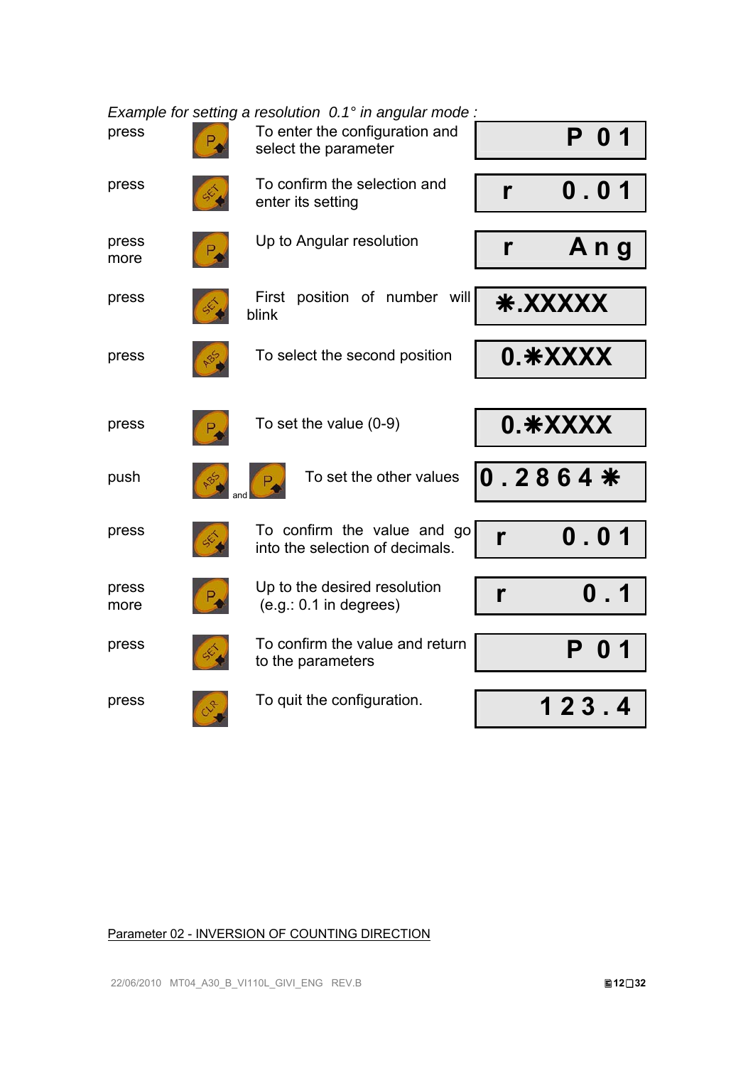*Example for setting a resolution 0.1° in angular mode :*

| Action | Key | Description | Display |
|---|---|---|---|
| press | P | To enter the configuration and select the parameter | P 01 |
| press | SET | To confirm the selection and enter its setting | r 0.01 |
| press more | P | Up to Angular resolution | r Ang |
| press | SET | First position of number will blink | ✱.XXXXX |
| press | ABS | To select the second position | 0.✱XXXX |
| press | P | To set the value (0-9) | 0.✱XXXX |
| push | ABS and P | To set the other values | 0.2864✱ |
| press | SET | To confirm the value and go into the selection of decimals. | r 0.01 |
| press more | P | Up to the desired resolution (e.g.: 0.1 in degrees) | r 0.1 |
| press | SET | To confirm the value and return to the parameters | P 01 |
| press | CLR | To quit the configuration. | 123.4 |

<u>Parameter 02 - INVERSION OF COUNTING DIRECTION</u>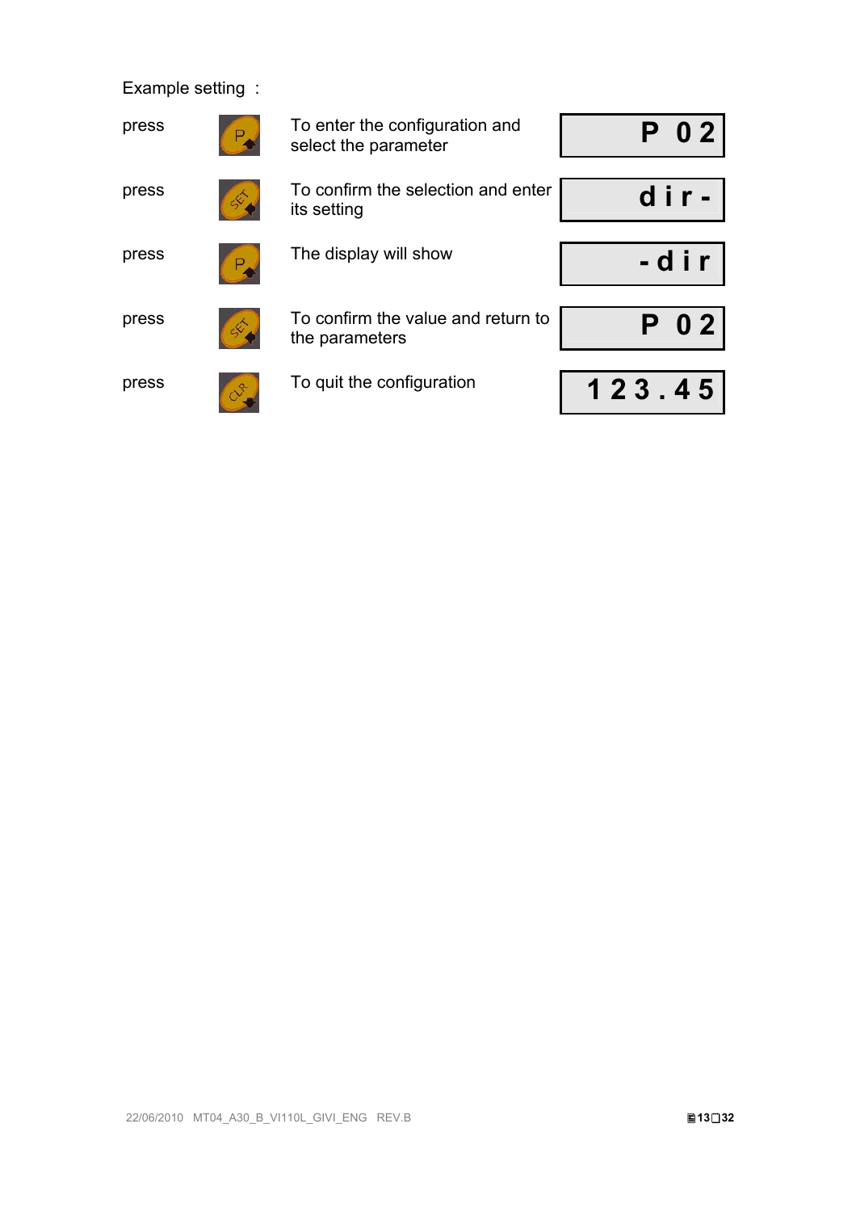Example setting :

| | | | |
|---|---|---|---|
| press | P | To enter the configuration and select the parameter | P 02 |
| press | SET | To confirm the selection and enter its setting | dir- |
| press | P | The display will show | -dir |
| press | SET | To confirm the value and return to the parameters | P 02 |
| press | CLR | To quit the configuration | 123.45 |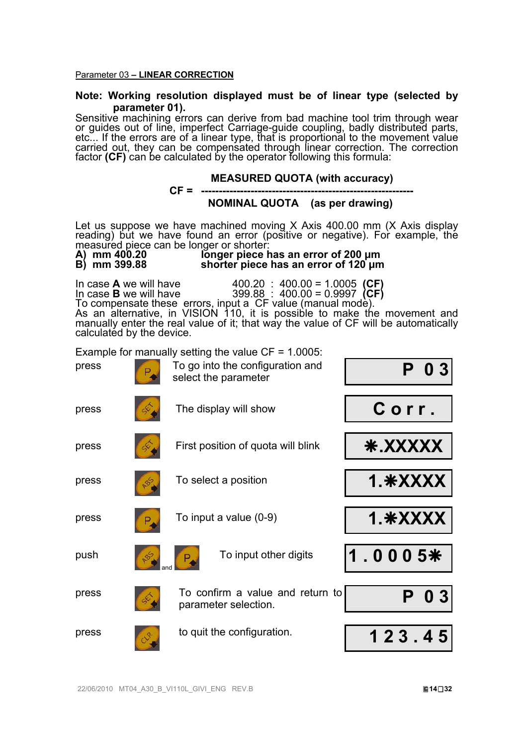Parameter 03 – **LINEAR CORRECTION**

**Note: Working resolution displayed must be of linear type (selected by parameter 01).**

Sensitive machining errors can derive from bad machine tool trim through wear or guides out of line, imperfect Carriage-guide coupling, badly distributed parts, etc... If the errors are of a linear type, that is proportional to the movement value carried out, they can be compensated through linear correction. The correction factor **(CF)** can be calculated by the operator following this formula:

$$CF = \frac{\text{MEASURED QUOTA (with accuracy)}}{\text{NOMINAL QUOTA (as per drawing)}}$$

Let us suppose we have machined moving X Axis 400.00 mm (X Axis display reading) but we have found an error (positive or negative). For example, the measured piece can be longer or shorter:

**A) mm 400.20** **longer piece has an error of 200 µm**
**B) mm 399.88** **shorter piece has an error of 120 µm**

In case **A** we will have 400.20 : 400.00 = 1.0005 **(CF)**
In case **B** we will have 399.88 : 400.00 = 0.9997 **(CF)**
To compensate these errors, input a CF value (manual mode).
As an alternative, in VISION 110, it is possible to make the movement and manually enter the real value of it; that way the value of CF will be automatically calculated by the device.

Example for manually setting the value CF = 1.0005:

| Action | Key | Description | Display |
|---|---|---|---|
| press | P | To go into the configuration and select the parameter | P 03 |
| press | SET | The display will show | Corr. |
| press | SET | First position of quota will blink | ✱.XXXXX |
| press | ABS | To select a position | 1.✱XXXX |
| press | P | To input a value (0-9) | 1.✱XXXX |
| push | ABS and P | To input other digits | 1.0005✱ |
| press | SET | To confirm a value and return to parameter selection. | P 03 |
| press | CLR | to quit the configuration. | 123.45 |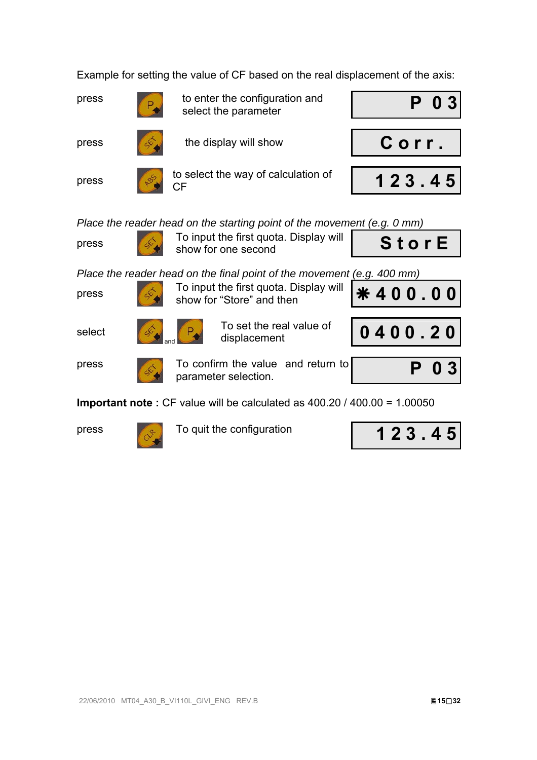Example for setting the value of CF based on the real displacement of the axis:

| | Key | Action | Display |
|---|---|---|---|
| press | P | to enter the configuration and select the parameter | P 03 |
| press | SET | the display will show | Corr. |
| press | ABS | to select the way of calculation of CF | 123.45 |

*Place the reader head on the starting point of the movement (e.g. 0 mm)*

| | Key | Action | Display |
|---|---|---|---|
| press | SET | To input the first quota. Display will show for one second | StorE |

*Place the reader head on the final point of the movement (e.g. 400 mm)*

| | Key | Action | Display |
|---|---|---|---|
| press | SET | To input the first quota. Display will show for "Store" and then | ✱400.00 |
| select | SET and P | To set the real value of displacement | 0400.20 |
| press | SET | To confirm the value and return to parameter selection. | P 03 |

**Important note :** CF value will be calculated as 400.20 / 400.00 = 1.00050

| | Key | Action | Display |
|---|---|---|---|
| press | CLR | To quit the configuration | 123.45 |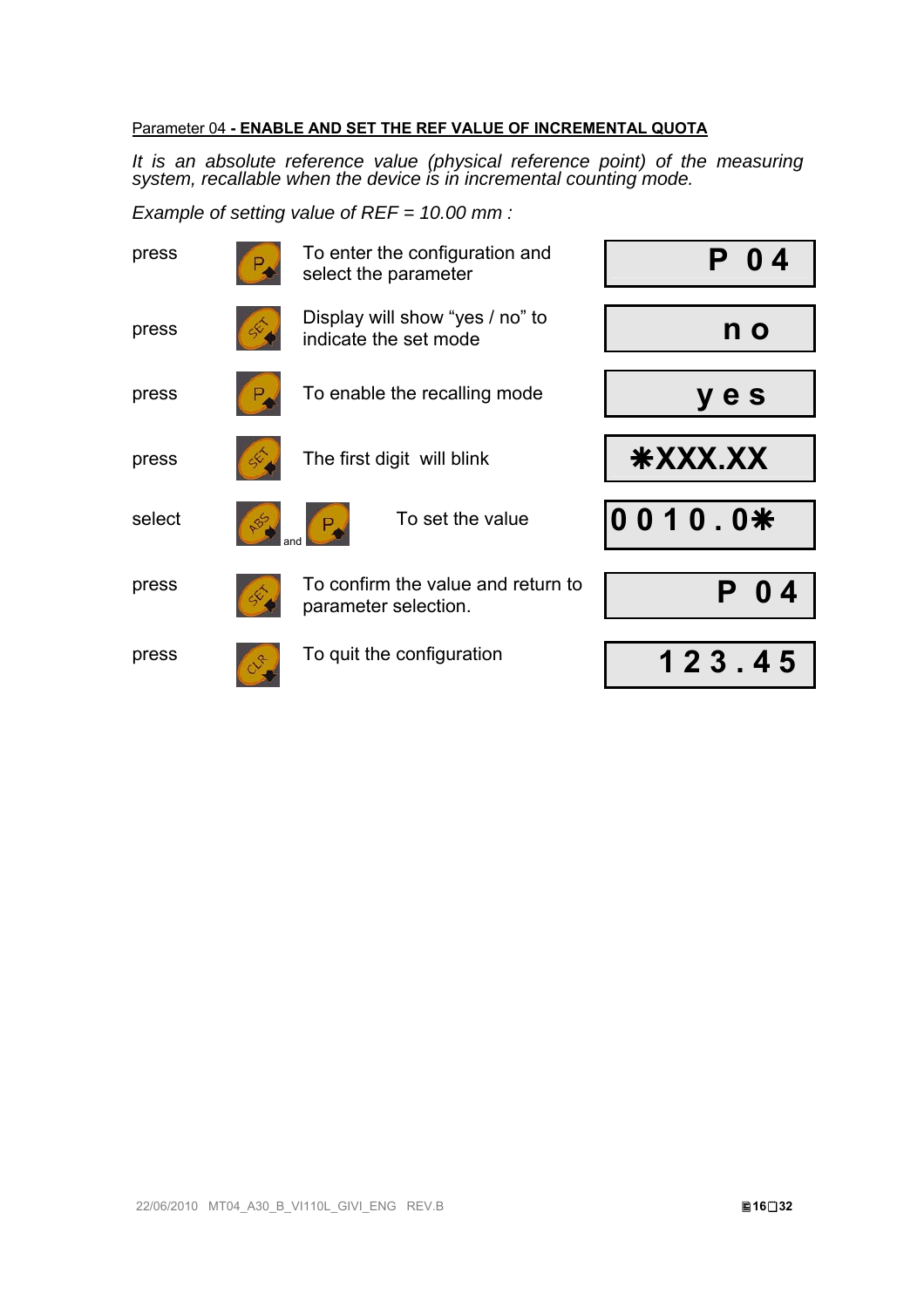Parameter 04 **- ENABLE AND SET THE REF VALUE OF INCREMENTAL QUOTA**

*It is an absolute reference value (physical reference point) of the measuring system, recallable when the device is in incremental counting mode.*

*Example of setting value of REF = 10.00 mm :*

| Action | Key | Description | Display |
|---|---|---|---|
| press | P | To enter the configuration and select the parameter | P 04 |
| press | SET | Display will show "yes / no" to indicate the set mode | no |
| press | P | To enable the recalling mode | yes |
| press | SET | The first digit will blink | ✱XXX.XX |
| select | ABS and P | To set the value | 0010.0✱ |
| press | SET | To confirm the value and return to parameter selection. | P 04 |
| press | CLR | To quit the configuration | 123.45 |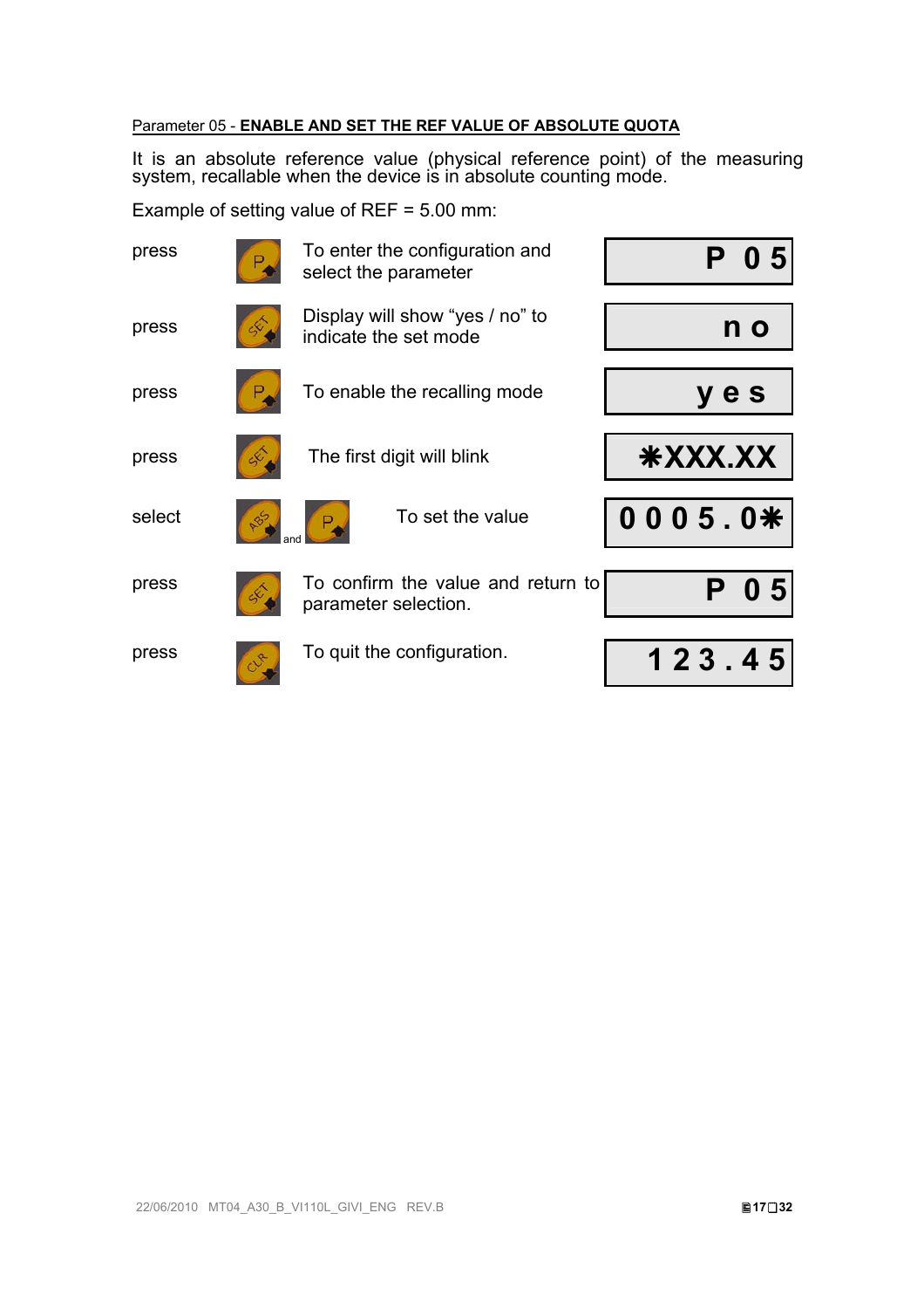Parameter 05 - **ENABLE AND SET THE REF VALUE OF ABSOLUTE QUOTA**

It is an absolute reference value (physical reference point) of the measuring system, recallable when the device is in absolute counting mode.

Example of setting value of REF = 5.00 mm:

| | | | |
|---|---|---|---|
| press | P | To enter the configuration and select the parameter | P 05 |
| press | SET | Display will show “yes / no” to indicate the set mode | no |
| press | P | To enable the recalling mode | yes |
| press | SET | The first digit will blink | ✱XXX.XX |
| select | ABS and P | To set the value | 0005.0✱ |
| press | SET | To confirm the value and return to parameter selection. | P 05 |
| press | CLR | To quit the configuration. | 123.45 |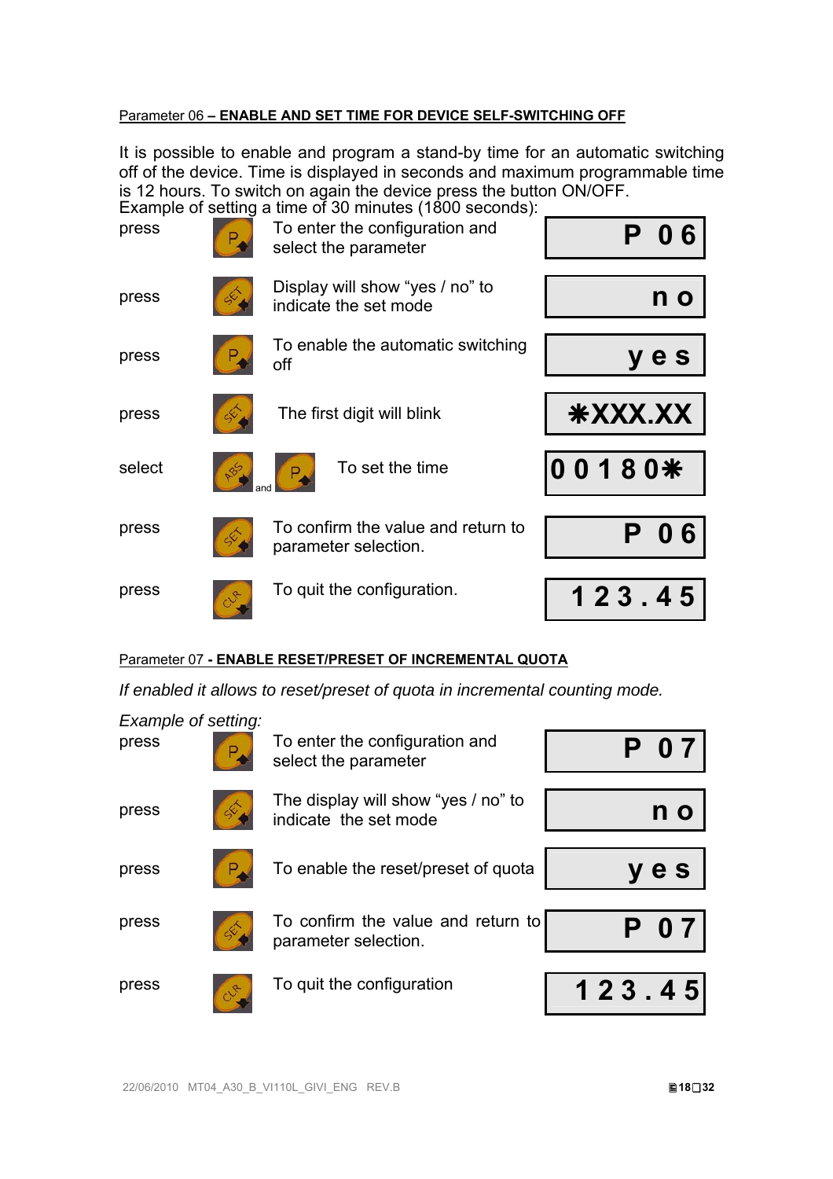Parameter 06 – **ENABLE AND SET TIME FOR DEVICE SELF-SWITCHING OFF**

It is possible to enable and program a stand-by time for an automatic switching off of the device. Time is displayed in seconds and maximum programmable time is 12 hours. To switch on again the device press the button ON/OFF.
Example of setting a time of 30 minutes (1800 seconds):

| Action | Key | Description | Display |
|---|---|---|---|
| press | P | To enter the configuration and select the parameter | P 06 |
| press | SET | Display will show “yes / no” to indicate the set mode | no |
| press | P | To enable the automatic switching off | yes |
| press | SET | The first digit will blink | ✱XXX.XX |
| select | ABS and P | To set the time | 00180✱ |
| press | SET | To confirm the value and return to parameter selection. | P 06 |
| press | CLR | To quit the configuration. | 123.45 |

Parameter 07 - **ENABLE RESET/PRESET OF INCREMENTAL QUOTA**

*If enabled it allows to reset/preset of quota in incremental counting mode.*

*Example of setting:*

| Action | Key | Description | Display |
|---|---|---|---|
| press | P | To enter the configuration and select the parameter | P 07 |
| press | SET | The display will show “yes / no” to indicate the set mode | no |
| press | P | To enable the reset/preset of quota | yes |
| press | SET | To confirm the value and return to parameter selection. | P 07 |
| press | CLR | To quit the configuration | 123.45 |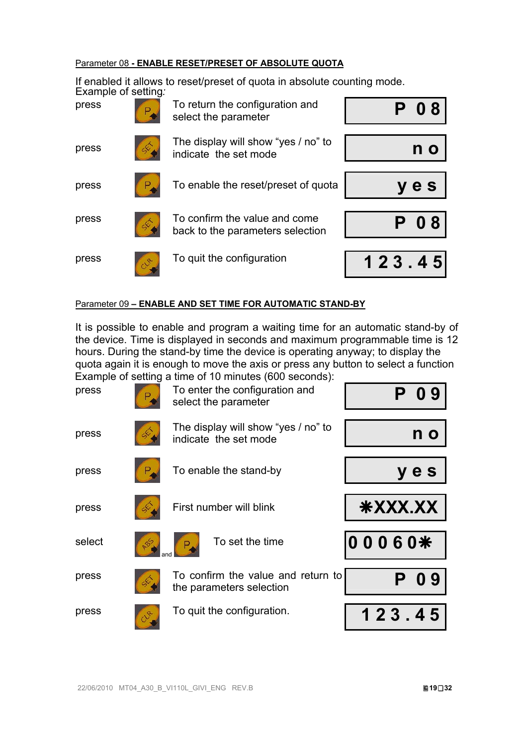Parameter 08 - **ENABLE RESET/PRESET OF ABSOLUTE QUOTA**

If enabled it allows to reset/preset of quota in absolute counting mode.
Example of setting:

| | | | |
|---|---|---|---|
| press | P | To return the configuration and select the parameter | P 08 |
| press | SET | The display will show "yes / no" to indicate the set mode | no |
| press | P | To enable the reset/preset of quota | yes |
| press | SET | To confirm the value and come back to the parameters selection | P 08 |
| press | CLR | To quit the configuration | 123.45 |

Parameter 09 – **ENABLE AND SET TIME FOR AUTOMATIC STAND-BY**

It is possible to enable and program a waiting time for an automatic stand-by of the device. Time is displayed in seconds and maximum programmable time is 12 hours. During the stand-by time the device is operating anyway; to display the quota again it is enough to move the axis or press any button to select a function
Example of setting a time of 10 minutes (600 seconds):

| | | | |
|---|---|---|---|
| press | P | To enter the configuration and select the parameter | P 09 |
| press | SET | The display will show "yes / no" to indicate the set mode | no |
| press | P | To enable the stand-by | yes |
| press | SET | First number will blink | ✱XXX.XX |
| select | ABS and P | To set the time | 00060✱ |
| press | SET | To confirm the value and return to the parameters selection | P 09 |
| press | CLR | To quit the configuration. | 123.45 |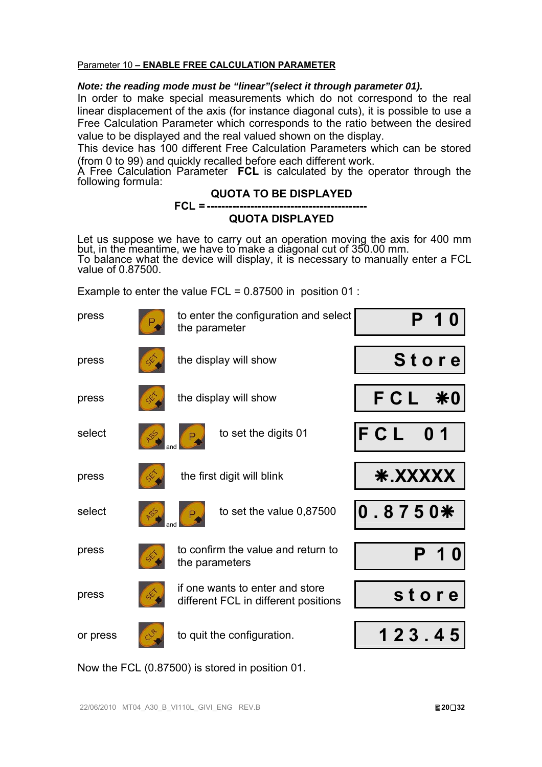Parameter 10 – **ENABLE FREE CALCULATION PARAMETER**

***Note: the reading mode must be "linear"(select it through parameter 01).***

In order to make special measurements which do not correspond to the real linear displacement of the axis (for instance diagonal cuts), it is possible to use a Free Calculation Parameter which corresponds to the ratio between the desired value to be displayed and the real valued shown on the display.

This device has 100 different Free Calculation Parameters which can be stored (from 0 to 99) and quickly recalled before each different work.

A Free Calculation Parameter **FCL** is calculated by the operator through the following formula:

$$\textbf{FCL} = \frac{\textbf{QUOTA TO BE DISPLAYED}}{\textbf{QUOTA DISPLAYED}}$$

Let us suppose we have to carry out an operation moving the axis for 400 mm but, in the meantime, we have to make a diagonal cut of 350.00 mm.

To balance what the device will display, it is necessary to manually enter a FCL value of 0.87500.

Example to enter the value FCL = 0.87500 in position 01 :

| Action | Key | Description | Display |
|---|---|---|---|
| press | P | to enter the configuration and select the parameter | P 10 |
| press | SET | the display will show | Store |
| press | SET | the display will show | FCL ✱0 |
| select | ABS and P | to set the digits 01 | FCL 01 |
| press | SET | the first digit will blink | ✱.XXXXX |
| select | ABS and P | to set the value 0,87500 | 0.8750✱ |
| press | SET | to confirm the value and return to the parameters | P 10 |
| press | SET | if one wants to enter and store different FCL in different positions | store |
| or press | CLR | to quit the configuration. | 123.45 |

Now the FCL (0.87500) is stored in position 01.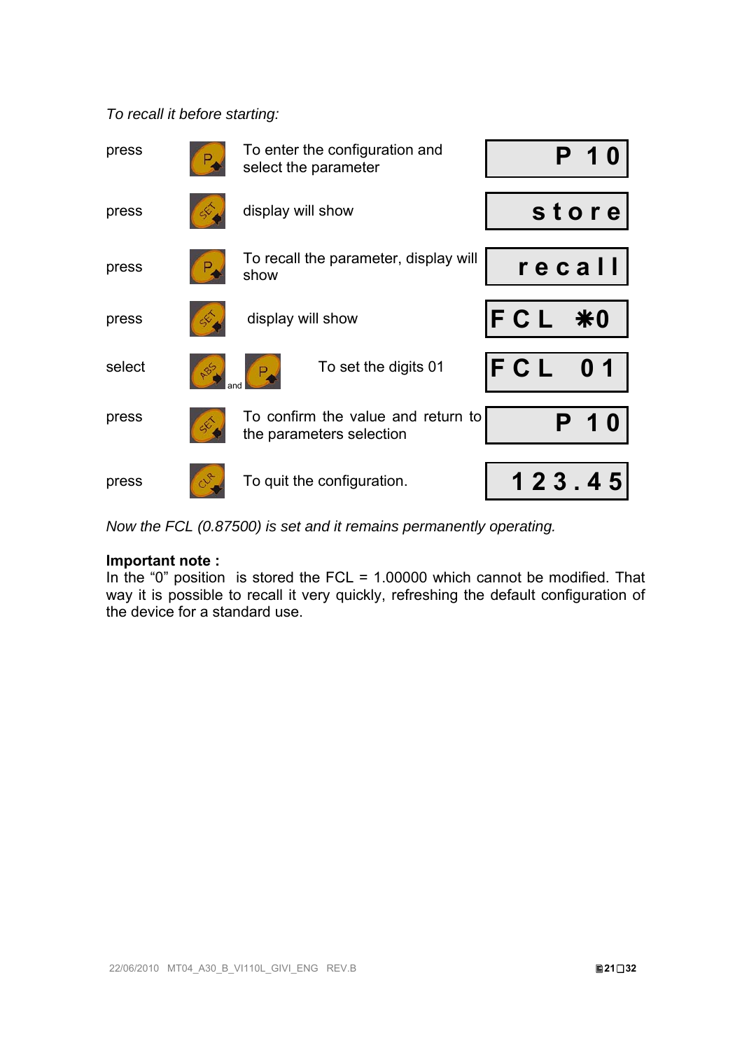*To recall it before starting:*

| | | | |
|---|---|---|---|
| press | P | To enter the configuration and select the parameter | P 10 |
| press | SET | display will show | store |
| press | P | To recall the parameter, display will show | recall |
| press | SET | display will show | FCL ✱0 |
| select | ABS and P | To set the digits 01 | FCL 01 |
| press | SET | To confirm the value and return to the parameters selection | P 10 |
| press | CLR | To quit the configuration. | 123.45 |

*Now the FCL (0.87500) is set and it remains permanently operating.*

**Important note :**
In the “0” position is stored the FCL = 1.00000 which cannot be modified. That way it is possible to recall it very quickly, refreshing the default configuration of the device for a standard use.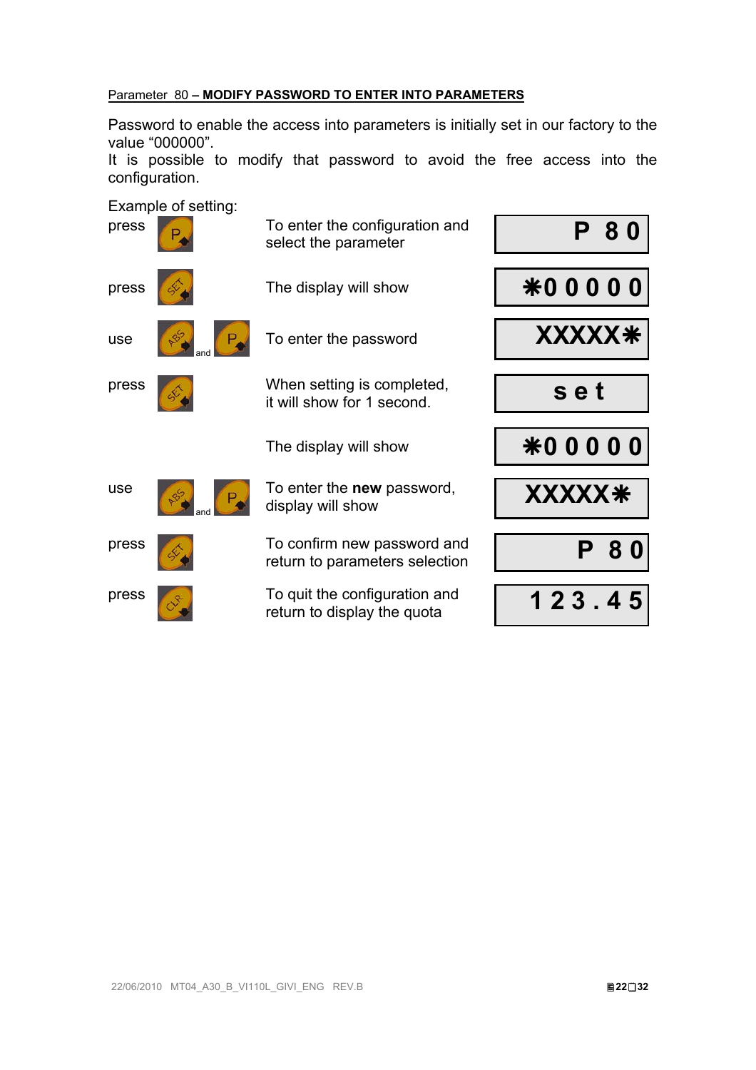Parameter 80 – **MODIFY PASSWORD TO ENTER INTO PARAMETERS**

Password to enable the access into parameters is initially set in our factory to the value “000000”.
It is possible to modify that password to avoid the free access into the configuration.

Example of setting:

| Action | Key | Description | Display |
|---|---|---|---|
| press | P | To enter the configuration and select the parameter | P 80 |
| press | SET | The display will show | ✱00000 |
| use | ABS and P | To enter the password | XXXXX✱ |
| press | SET | When setting is completed, it will show for 1 second. | set |
| | | The display will show | ✱00000 |
| use | ABS and P | To enter the **new** password, display will show | XXXXX✱ |
| press | SET | To confirm new password and return to parameters selection | P 80 |
| press | CLR | To quit the configuration and return to display the quota | 123.45 |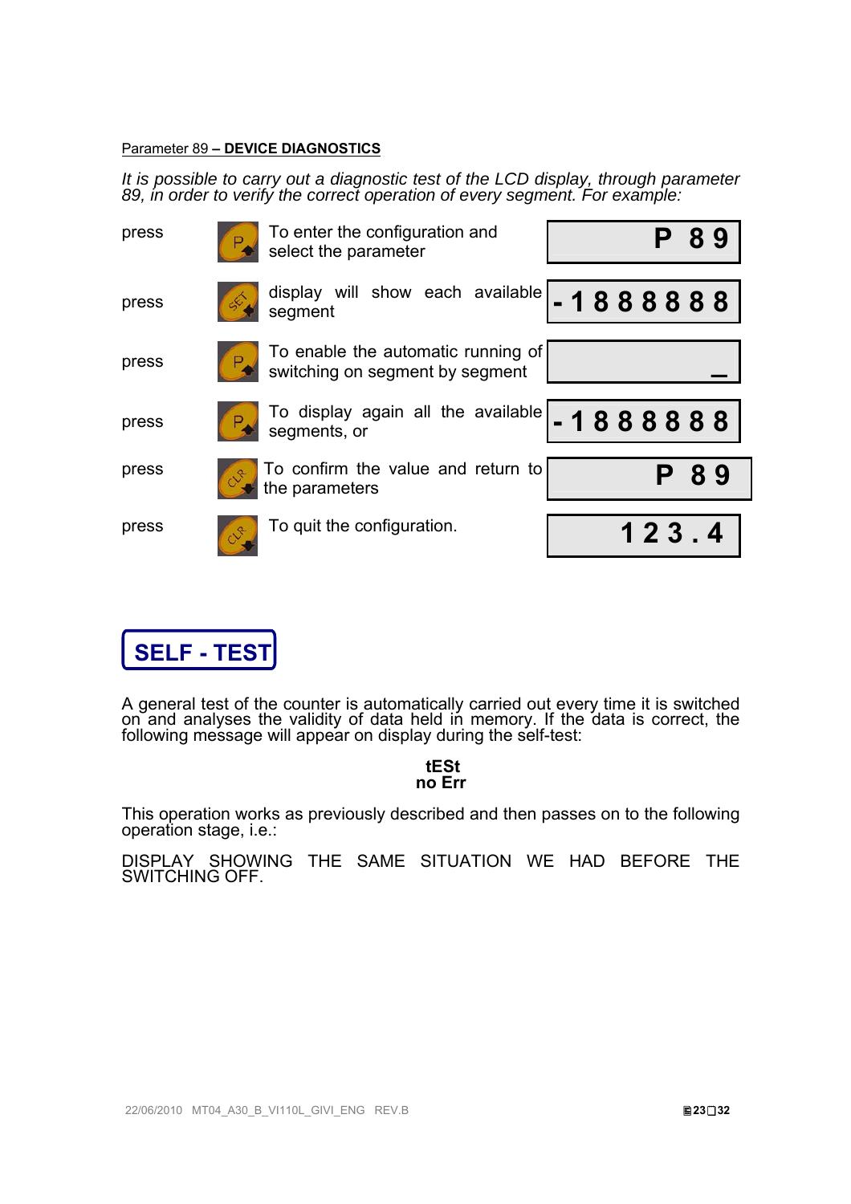Parameter 89 – **DEVICE DIAGNOSTICS**

*It is possible to carry out a diagnostic test of the LCD display, through parameter 89, in order to verify the correct operation of every segment. For example:*

| | | | |
|---|---|---|---|
| press | P | To enter the configuration and select the parameter | P 89 |
| press | SET | display will show each available segment | - 1 8 8 8 8 8 8 |
| press | P | To enable the automatic running of switching on segment by segment | _ |
| press | P | To display again all the available segments, or | - 1 8 8 8 8 8 8 |
| press | CLR | To confirm the value and return to the parameters | P 89 |
| press | CLR | To quit the configuration. | 1 2 3 . 4 |

## SELF - TEST

A general test of the counter is automatically carried out every time it is switched on and analyses the validity of data held in memory. If the data is correct, the following message will appear on display during the self-test:

**tESt**
**no Err**

This operation works as previously described and then passes on to the following operation stage, i.e.:

DISPLAY SHOWING THE SAME SITUATION WE HAD BEFORE THE SWITCHING OFF.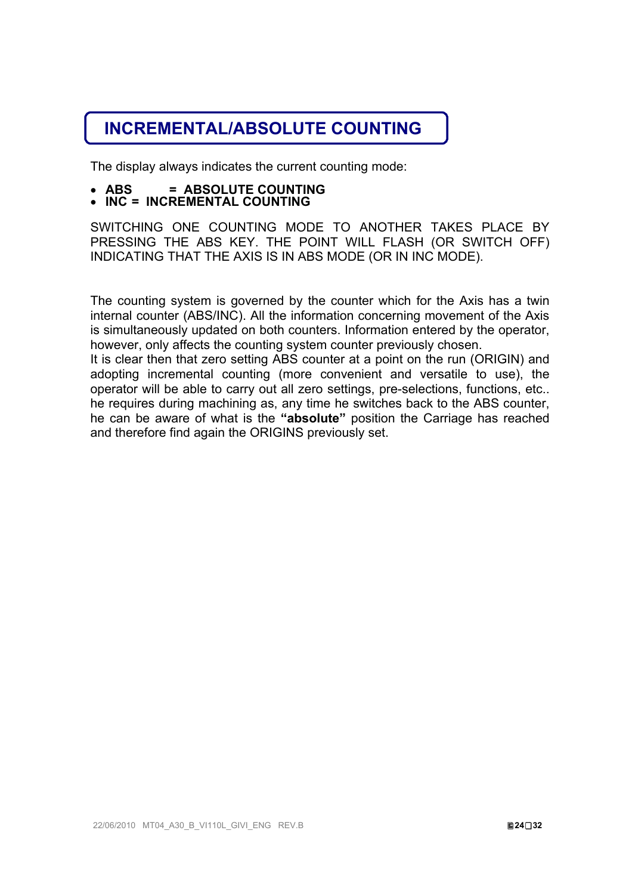# INCREMENTAL/ABSOLUTE COUNTING

The display always indicates the current counting mode:

- **ABS = ABSOLUTE COUNTING**
- **INC = INCREMENTAL COUNTING**

SWITCHING ONE COUNTING MODE TO ANOTHER TAKES PLACE BY PRESSING THE ABS KEY. THE POINT WILL FLASH (OR SWITCH OFF) INDICATING THAT THE AXIS IS IN ABS MODE (OR IN INC MODE).

The counting system is governed by the counter which for the Axis has a twin internal counter (ABS/INC). All the information concerning movement of the Axis is simultaneously updated on both counters. Information entered by the operator, however, only affects the counting system counter previously chosen.
It is clear then that zero setting ABS counter at a point on the run (ORIGIN) and adopting incremental counting (more convenient and versatile to use), the operator will be able to carry out all zero settings, pre-selections, functions, etc.. he requires during machining as, any time he switches back to the ABS counter, he can be aware of what is the **"absolute"** position the Carriage has reached and therefore find again the ORIGINS previously set.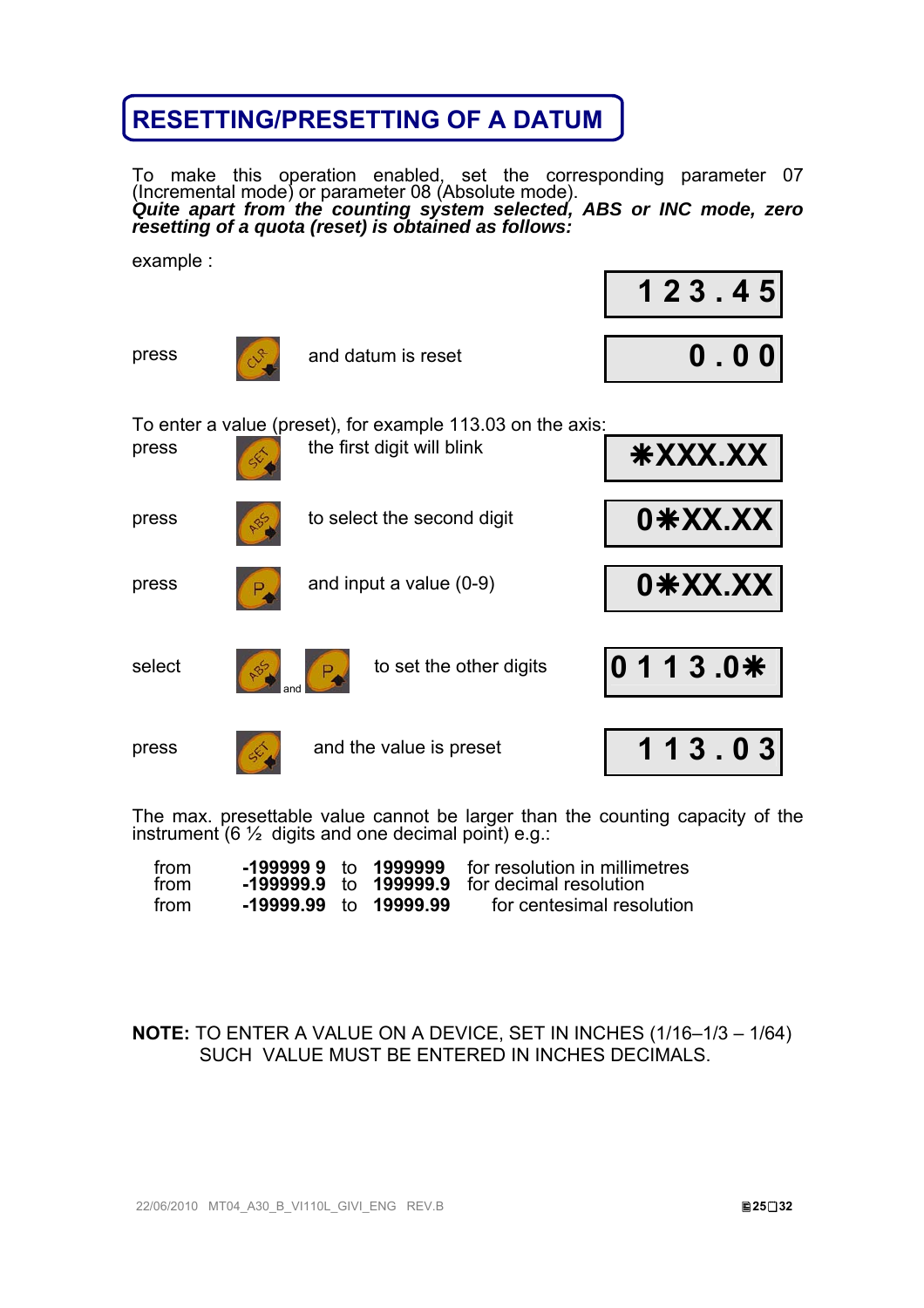# RESETTING/PRESETTING OF A DATUM

To make this operation enabled, set the corresponding parameter 07 (Incremental mode) or parameter 08 (Absolute mode).
***Quite apart from the counting system selected, ABS or INC mode, zero resetting of a quota (reset) is obtained as follows:***

example :

| | | | |
|---|---|---|---|
| | | | 1 2 3 . 4 5 |
| press | CLR | and datum is reset | 0 . 0 0 |

To enter a value (preset), for example 113.03 on the axis:

| | | | |
|---|---|---|---|
| press | SET | the first digit will blink | ✱XXX.XX |
| press | ABS | to select the second digit | 0✱XX.XX |
| press | P | and input a value (0-9) | 0✱XX.XX |
| select | ABS and P | to set the other digits | 0 1 1 3 .0✱ |
| press | SET | and the value is preset | 1 1 3 . 0 3 |

The max. presettable value cannot be larger than the counting capacity of the instrument (6 ½ digits and one decimal point) e.g.:

| | | | | |
|---|---|---|---|---|
| from | **-199999 9** | to | **1999999** | for resolution in millimetres |
| from | **-199999.9** | to | **199999.9** | for decimal resolution |
| from | **-19999.99** | to | **19999.99** | for centesimal resolution |

**NOTE:** TO ENTER A VALUE ON A DEVICE, SET IN INCHES (1/16–1/3 – 1/64) SUCH VALUE MUST BE ENTERED IN INCHES DECIMALS.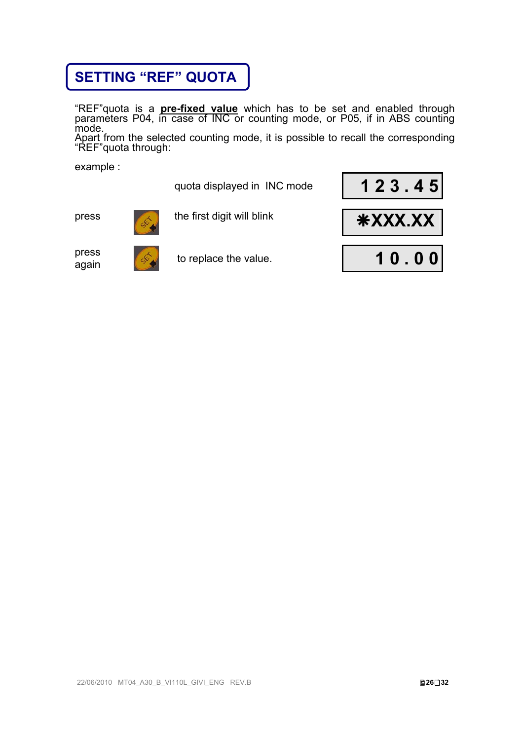# SETTING “REF” QUOTA

“REF”quota is a **pre-fixed value** which has to be set and enabled through parameters P04, in case of INC or counting mode, or P05, if in ABS counting mode.
Apart from the selected counting mode, it is possible to recall the corresponding “REF”quota through:

example :

| | | | |
|---|---|---|---|
| | | quota displayed in INC mode | 1 2 3 . 4 5 |
| press | SET | the first digit will blink | ✱XXX.XX |
| press again | SET | to replace the value. | 1 0 . 0 0 |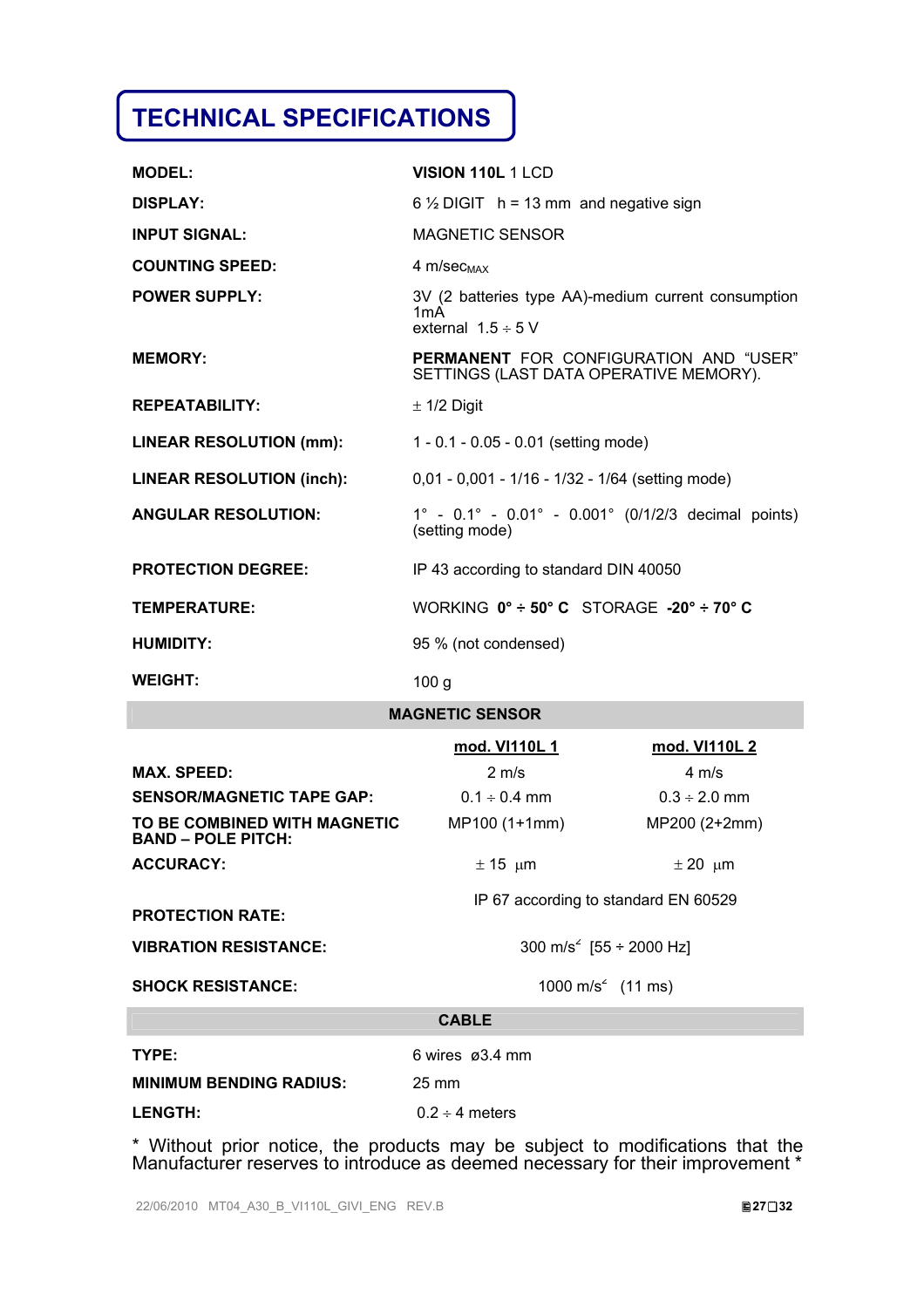# TECHNICAL SPECIFICATIONS

| | |
|---|---|
| **MODEL:** | **VISION 110L** 1 LCD |
| **DISPLAY:** | 6 ½ DIGIT h = 13 mm and negative sign |
| **INPUT SIGNAL:** | MAGNETIC SENSOR |
| **COUNTING SPEED:** | 4 m/sec$_{MAX}$ |
| **POWER SUPPLY:** | 3V (2 batteries type AA)-medium current consumption 1mA<br>external 1.5 ÷ 5 V |
| **MEMORY:** | **PERMANENT** FOR CONFIGURATION AND "USER" SETTINGS (LAST DATA OPERATIVE MEMORY). |
| **REPEATABILITY:** | ± 1/2 Digit |
| **LINEAR RESOLUTION (mm):** | 1 - 0.1 - 0.05 - 0.01 (setting mode) |
| **LINEAR RESOLUTION (inch):** | 0,01 - 0,001 - 1/16 - 1/32 - 1/64 (setting mode) |
| **ANGULAR RESOLUTION:** | 1° - 0.1° - 0.01° - 0.001° (0/1/2/3 decimal points) (setting mode) |
| **PROTECTION DEGREE:** | IP 43 according to standard DIN 40050 |
| **TEMPERATURE:** | WORKING **0° ÷ 50° C** STORAGE **-20° ÷ 70° C** |
| **HUMIDITY:** | 95 % (not condensed) |
| **WEIGHT:** | 100 g |

## MAGNETIC SENSOR

| | **mod. VI110L 1** | **mod. VI110L 2** |
|---|---|---|
| **MAX. SPEED:** | 2 m/s | 4 m/s |
| **SENSOR/MAGNETIC TAPE GAP:** | 0.1 ÷ 0.4 mm | 0.3 ÷ 2.0 mm |
| **TO BE COMBINED WITH MAGNETIC BAND – POLE PITCH:** | MP100 (1+1mm) | MP200 (2+2mm) |
| **ACCURACY:** | ± 15 µm | ± 20 µm |
| **PROTECTION RATE:** | IP 67 according to standard EN 60529 | |
| **VIBRATION RESISTANCE:** | 300 m/s² [55 ÷ 2000 Hz] | |
| **SHOCK RESISTANCE:** | 1000 m/s² (11 ms) | |

## CABLE

| | |
|---|---|
| **TYPE:** | 6 wires ø3.4 mm |
| **MINIMUM BENDING RADIUS:** | 25 mm |
| **LENGTH:** | 0.2 ÷ 4 meters |

* Without prior notice, the products may be subject to modifications that the Manufacturer reserves to introduce as deemed necessary for their improvement *

22/06/2010 MT04_A30_B_VI110L_GIVI_ENG REV.B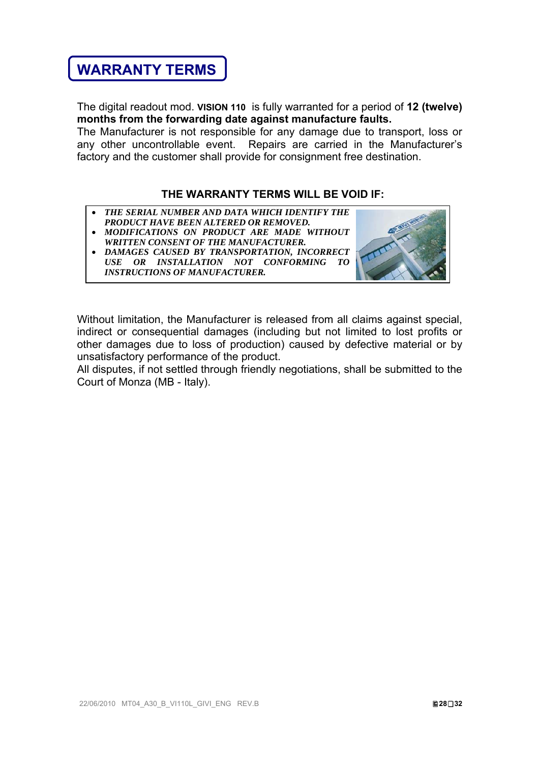# WARRANTY TERMS

The digital readout mod. **VISION 110** is fully warranted for a period of **12 (twelve) months from the forwarding date against manufacture faults.**
The Manufacturer is not responsible for any damage due to transport, loss or any other uncontrollable event. Repairs are carried in the Manufacturer's factory and the customer shall provide for consignment free destination.

**THE WARRANTY TERMS WILL BE VOID IF:**

- ***THE SERIAL NUMBER AND DATA WHICH IDENTIFY THE PRODUCT HAVE BEEN ALTERED OR REMOVED.***
- ***MODIFICATIONS ON PRODUCT ARE MADE WITHOUT WRITTEN CONSENT OF THE MANUFACTURER.***
- ***DAMAGES CAUSED BY TRANSPORTATION, INCORRECT USE OR INSTALLATION NOT CONFORMING TO INSTRUCTIONS OF MANUFACTURER.***

Without limitation, the Manufacturer is released from all claims against special, indirect or consequential damages (including but not limited to lost profits or other damages due to loss of production) caused by defective material or by unsatisfactory performance of the product.
All disputes, if not settled through friendly negotiations, shall be submitted to the Court of Monza (MB - Italy).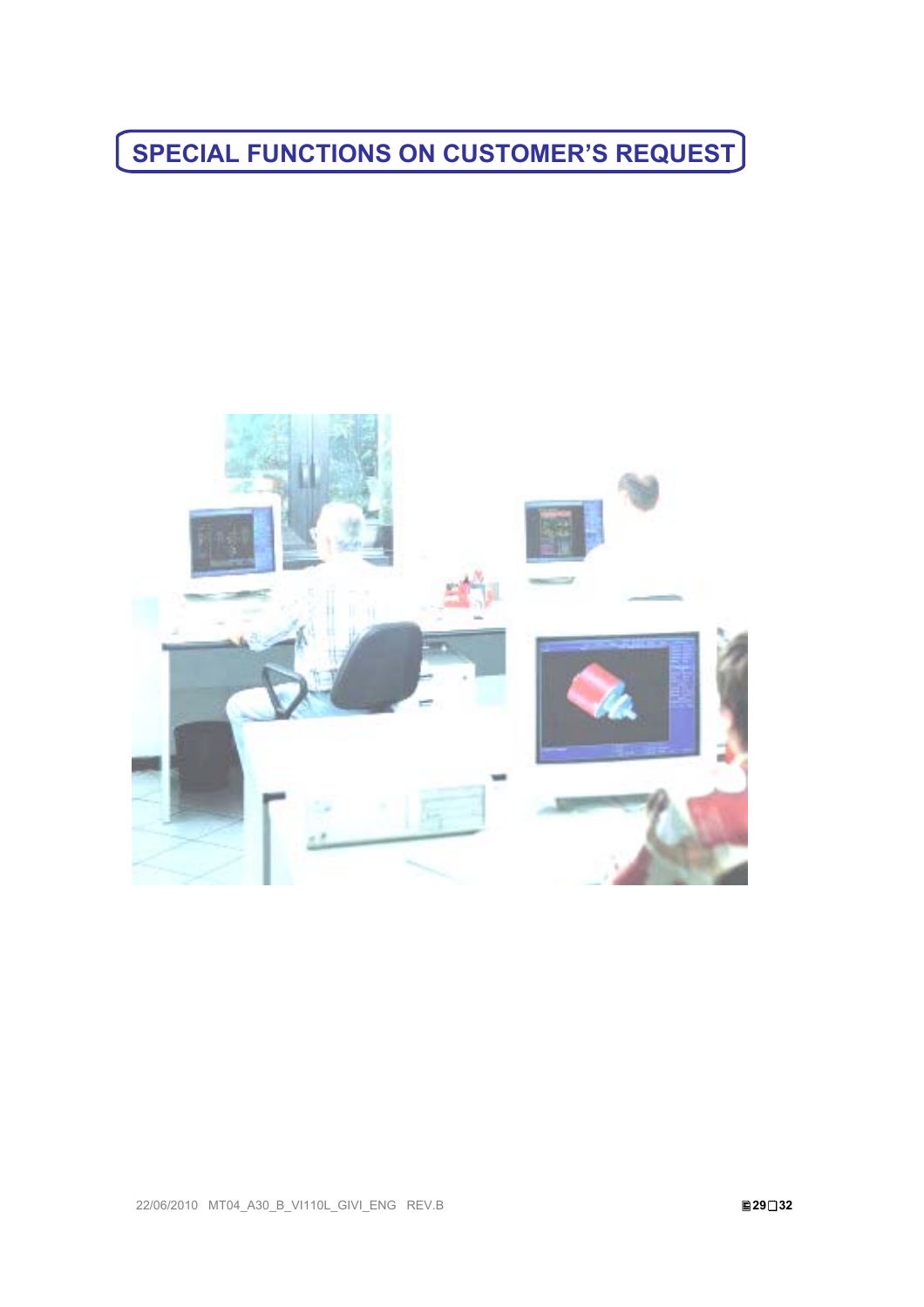# SPECIAL FUNCTIONS ON CUSTOMER'S REQUEST